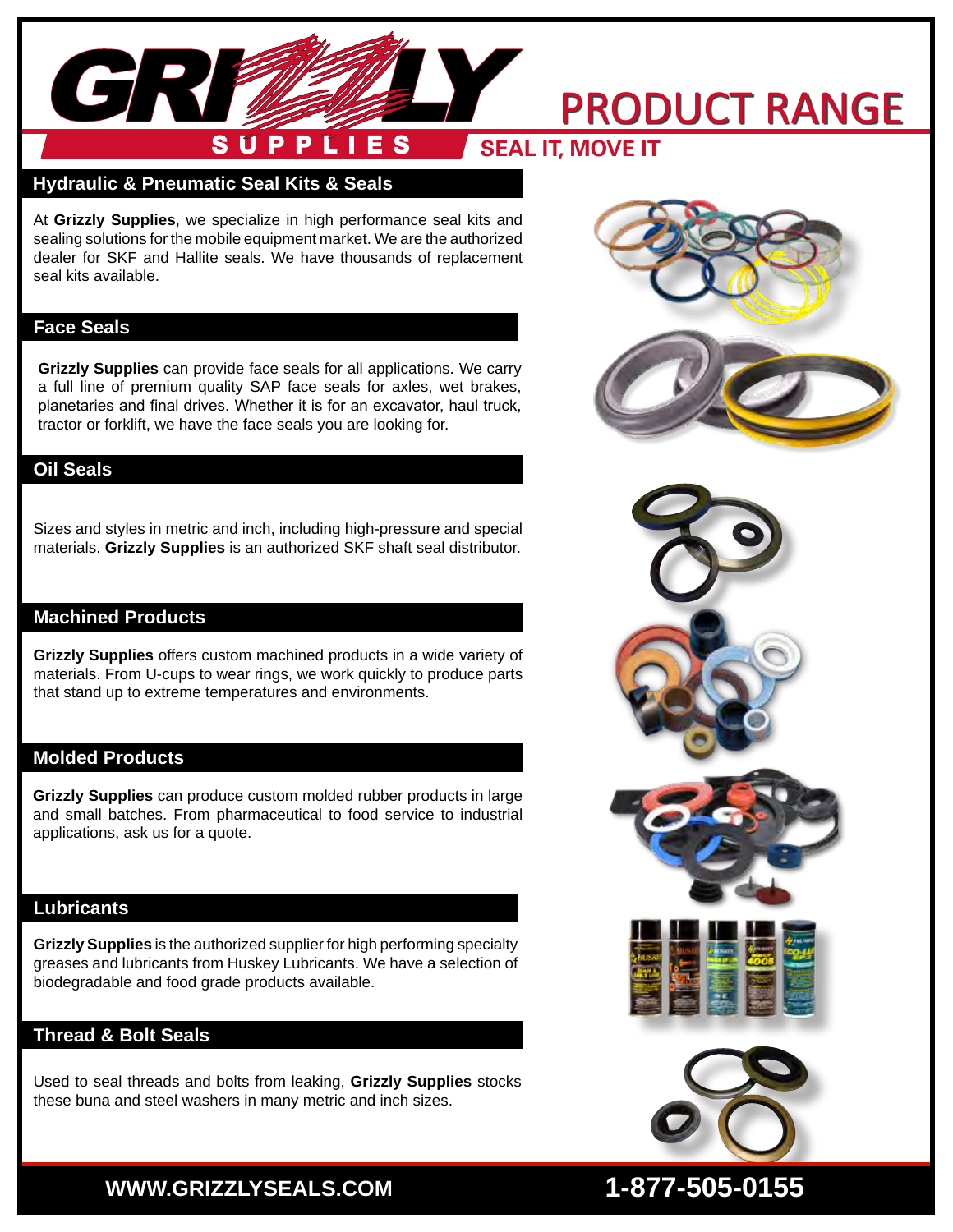# GRIZZLY SUPPLIES

# PRODUCT RANGE

**SEAL IT, MOVE IT**

## Hydraulic & Pneumatic Seal Kits & Seals

At **Grizzly Supplies**, we specialize in high performance seal kits and sealing solutions for the mobile equipment market. We are the authorized dealer for SKF and Hallite seals. We have thousands of replacement seal kits available.

## Face Seals

**Grizzly Supplies** can provide face seals for all applications. We carry a full line of premium quality SAP face seals for axles, wet brakes, planetaries and final drives. Whether it is for an excavator, haul truck, tractor or forklift, we have the face seals you are looking for.

## Oil Seals

Sizes and styles in metric and inch, including high-pressure and special materials. **Grizzly Supplies** is an authorized SKF shaft seal distributor.

## Machined Products

**Grizzly Supplies** offers custom machined products in a wide variety of materials. From U-cups to wear rings, we work quickly to produce parts that stand up to extreme temperatures and environments.

## Molded Products

**Grizzly Supplies** can produce custom molded rubber products in large and small batches. From pharmaceutical to food service to industrial applications, ask us for a quote.

## Lubricants

**Grizzly Supplies** is the authorized supplier for high performing specialty greases and lubricants from Huskey Lubricants. We have a selection of biodegradable and food grade products available.

## Thread & Bolt Seals

Used to seal threads and bolts from leaking, **Grizzly Supplies** stocks these buna and steel washers in many metric and inch sizes.

**WWW.GRIZZLYSEALS.COM** **1-877-505-0155**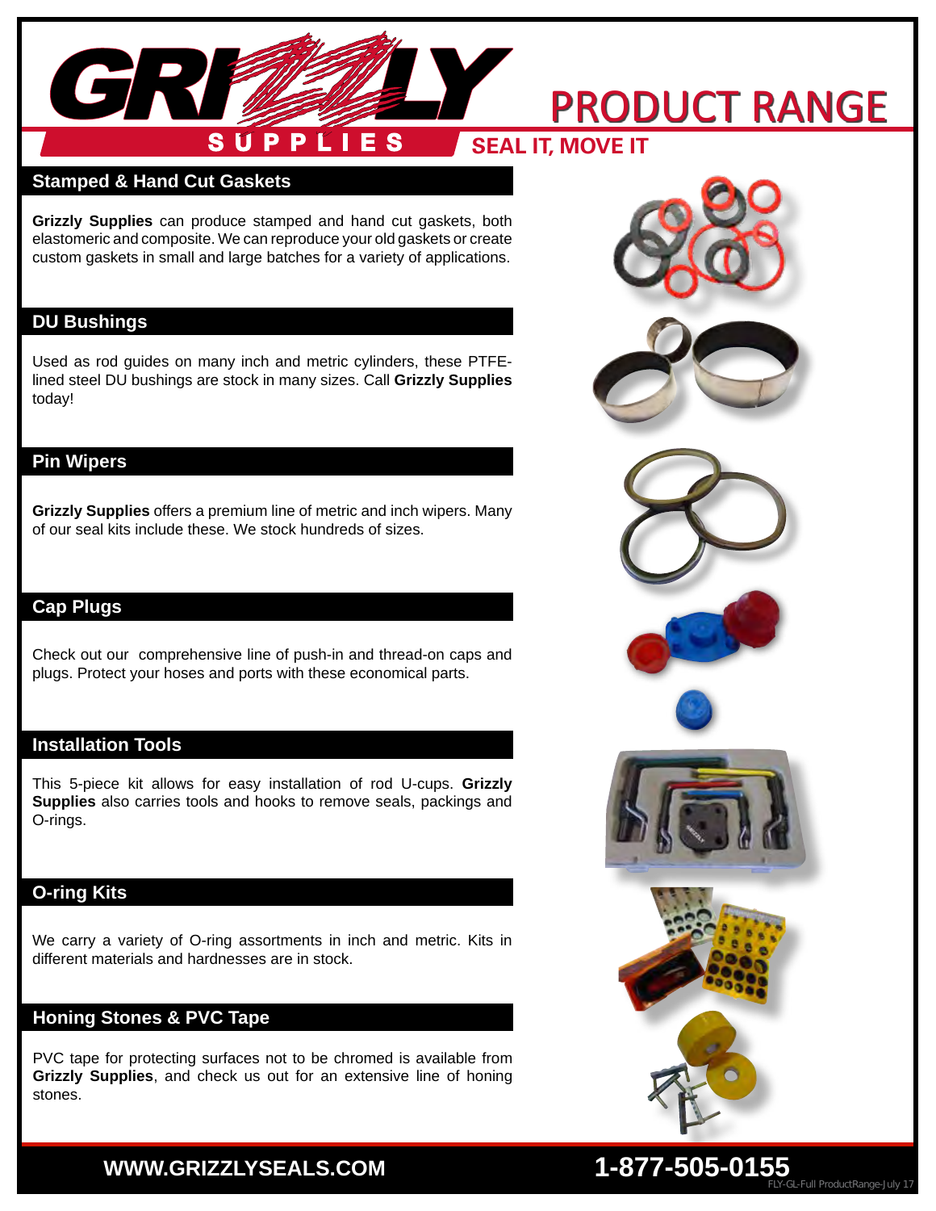# GRIZZLY SUPPLIES

# PRODUCT RANGE

**SEAL IT, MOVE IT**

## Stamped & Hand Cut Gaskets

**Grizzly Supplies** can produce stamped and hand cut gaskets, both elastomeric and composite. We can reproduce your old gaskets or create custom gaskets in small and large batches for a variety of applications.

## DU Bushings

Used as rod guides on many inch and metric cylinders, these PTFE-lined steel DU bushings are stock in many sizes. Call **Grizzly Supplies** today!

## Pin Wipers

**Grizzly Supplies** offers a premium line of metric and inch wipers. Many of our seal kits include these. We stock hundreds of sizes.

## Cap Plugs

Check out our comprehensive line of push-in and thread-on caps and plugs. Protect your hoses and ports with these economical parts.

## Installation Tools

This 5-piece kit allows for easy installation of rod U-cups. **Grizzly Supplies** also carries tools and hooks to remove seals, packings and O-rings.

## O-ring Kits

We carry a variety of O-ring assortments in inch and metric. Kits in different materials and hardnesses are in stock.

## Honing Stones & PVC Tape

PVC tape for protecting surfaces not to be chromed is available from **Grizzly Supplies**, and check us out for an extensive line of honing stones.

**WWW.GRIZZLYSEALS.COM** **1-877-505-0155**

FLY-GL-Full ProductRange-July 17